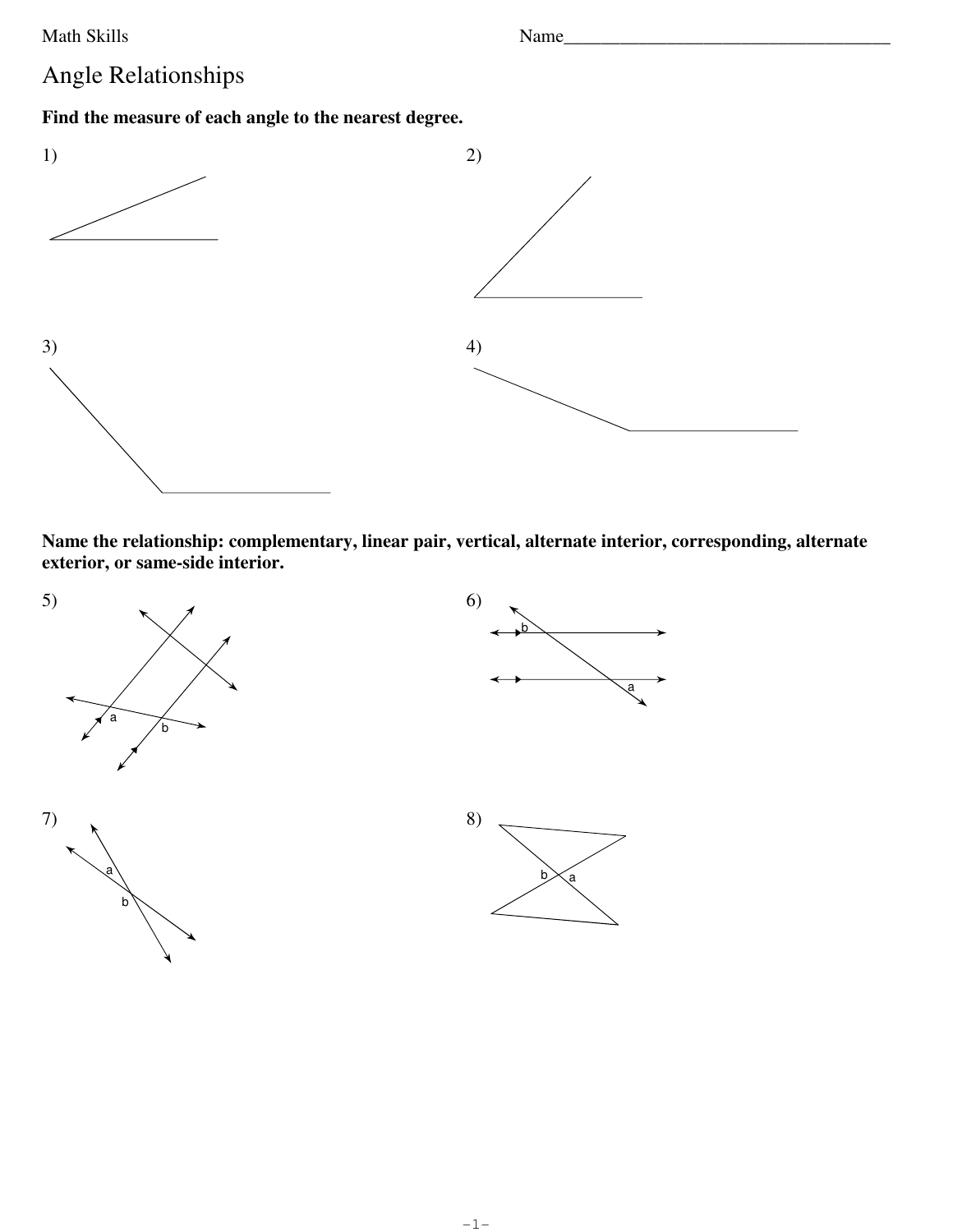Math Skills

Name___________________________________

# Angle Relationships

**Find the measure of each angle to the nearest degree.**

1)

2)

3)

4)

**Name the relationship: complementary, linear pair, vertical, alternate interior, corresponding, alternate exterior, or same-side interior.**

5)

6)

7)

8)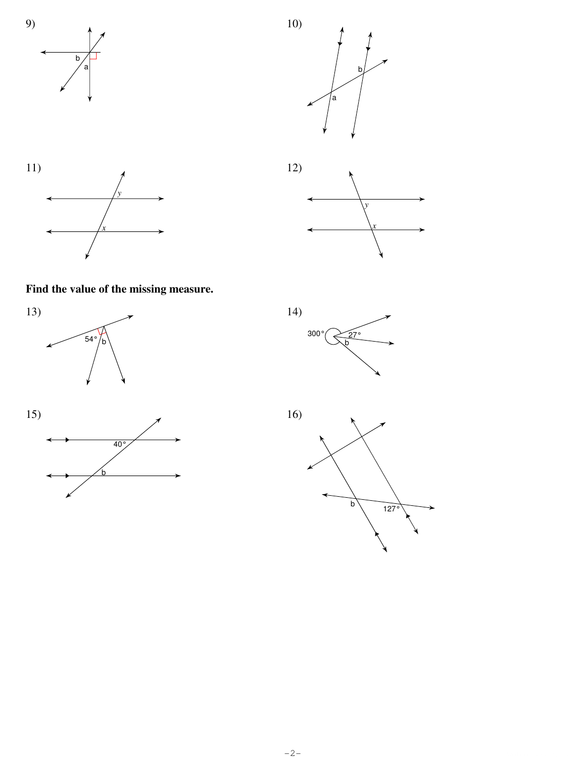9)

b

a

10)

b

a

11)

$y$

$x$

12)

$y$

$x$

**Find the value of the missing measure.**

13)

54°

b

14)

300°

27°

b

15)

40°

b

16)

b

127°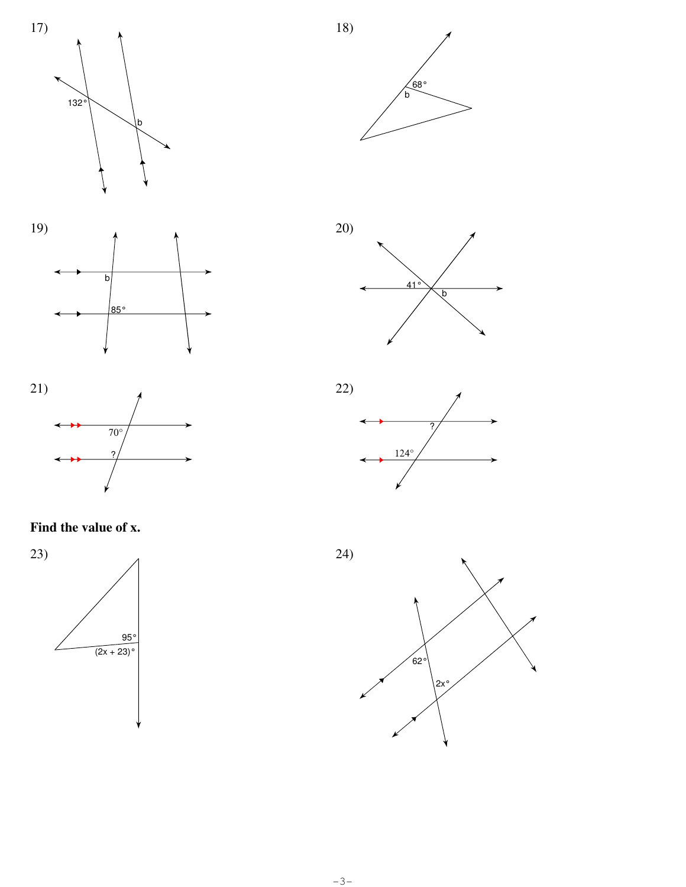17)

132°

b

18)

68°

b

19)

b

85°

20)

41°

b

21)

70°

?

22)

?

124°

**Find the value of x.**

23)

95°

$(2x + 23)°$

24)

62°

$2x°$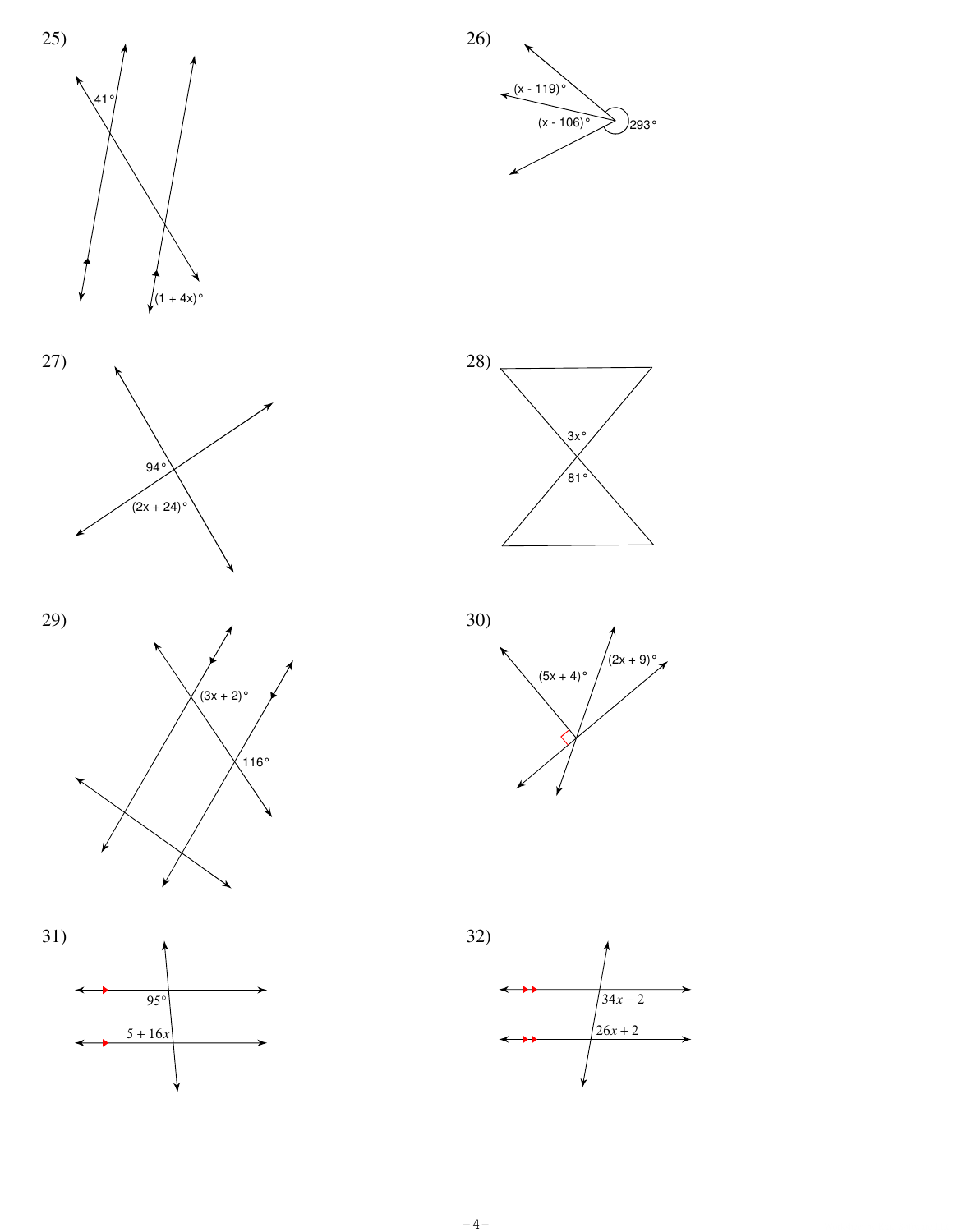25)

41°

$(1 + 4x)°$

26)

$(x - 119)°$

$(x - 106)°$

293°

27)

94°

$(2x + 24)°$

28)

$3x°$

81°

29)

$(3x + 2)°$

116°

30)

$(5x + 4)°$

$(2x + 9)°$

31)

95°

$5 + 16x$

32)

$34x - 2$

$26x + 2$